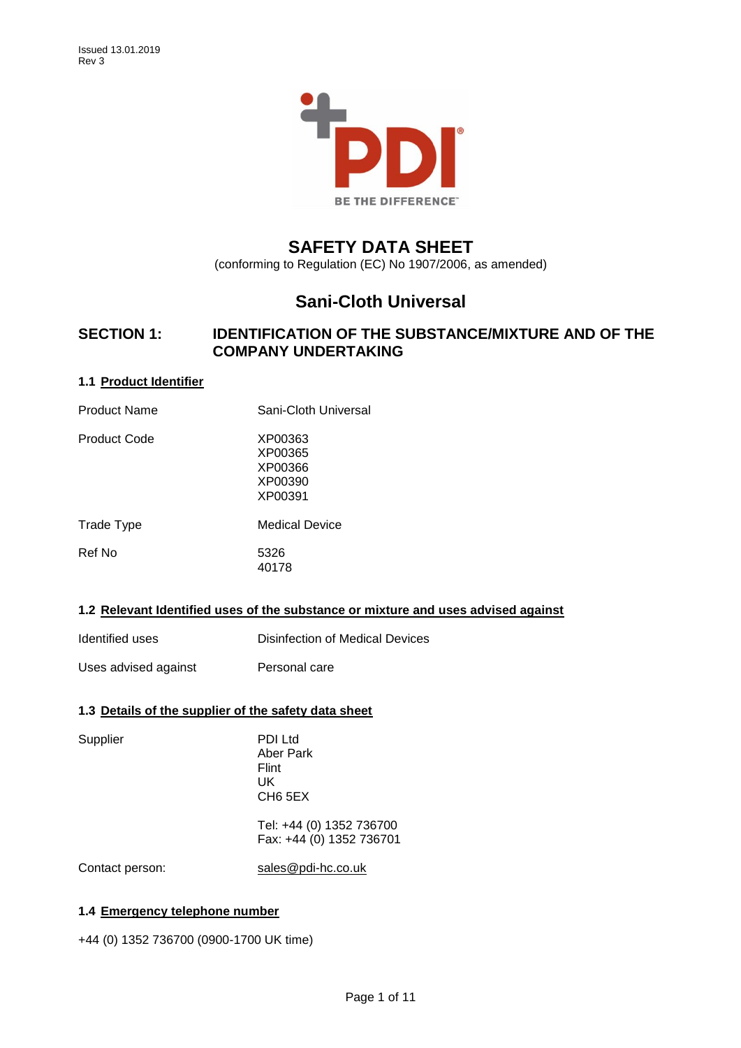Issued 13.01.2019
Rev 3

# SAFETY DATA SHEET

(conforming to Regulation (EC) No 1907/2006, as amended)

# Sani-Cloth Universal

## SECTION 1: IDENTIFICATION OF THE SUBSTANCE/MIXTURE AND OF THE COMPANY UNDERTAKING

### 1.1 Product Identifier

| | |
|---|---|
| Product Name | Sani-Cloth Universal |
| Product Code | XP00363<br>XP00365<br>XP00366<br>XP00390<br>XP00391 |
| Trade Type | Medical Device |
| Ref No | 5326<br>40178 |

### 1.2 Relevant Identified uses of the substance or mixture and uses advised against

| | |
|---|---|
| Identified uses | Disinfection of Medical Devices |
| Uses advised against | Personal care |

### 1.3 Details of the supplier of the safety data sheet

| | |
|---|---|
| Supplier | PDI Ltd<br>Aber Park<br>Flint<br>UK<br>CH6 5EX<br><br>Tel: +44 (0) 1352 736700<br>Fax: +44 (0) 1352 736701 |
| Contact person: | sales@pdi-hc.co.uk |

### 1.4 Emergency telephone number

+44 (0) 1352 736700 (0900-1700 UK time)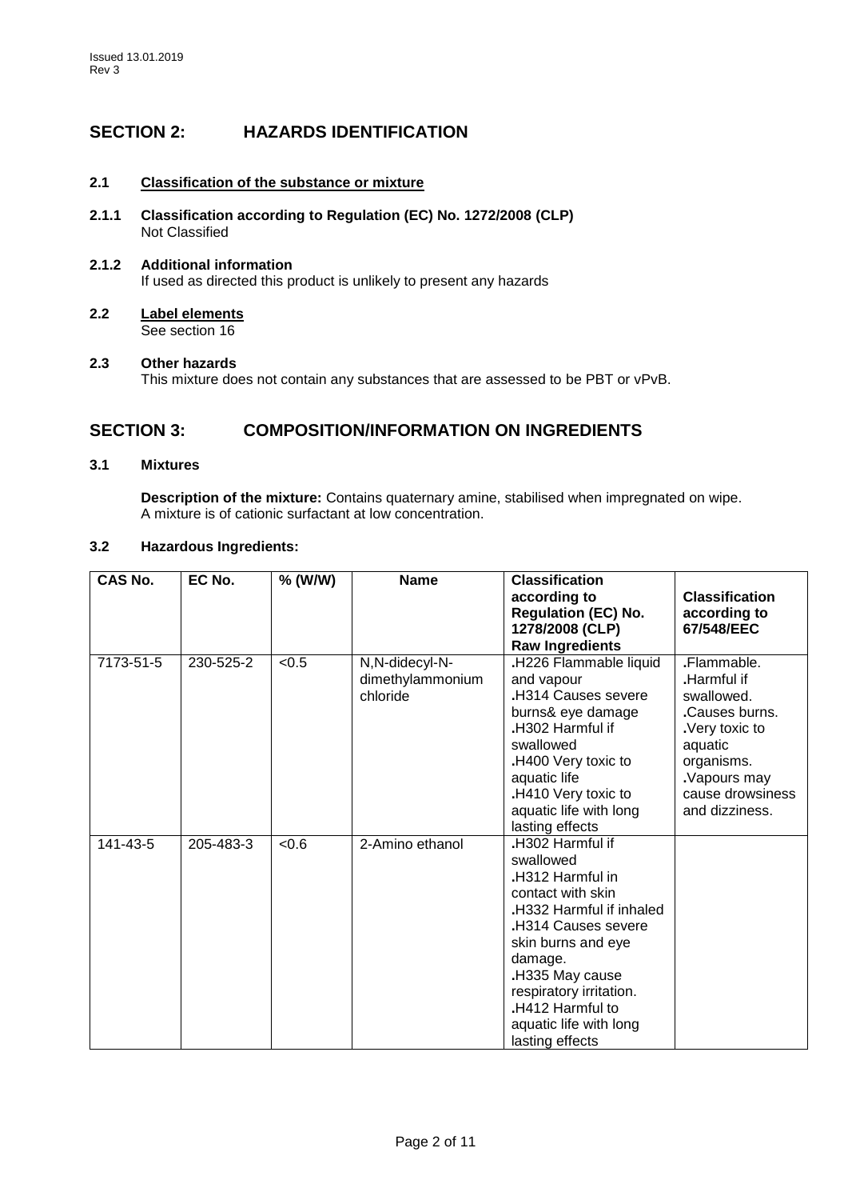## SECTION 2: HAZARDS IDENTIFICATION

### 2.1 Classification of the substance or mixture

**2.1.1 Classification according to Regulation (EC) No. 1272/2008 (CLP)**
Not Classified

**2.1.2 Additional information**
If used as directed this product is unlikely to present any hazards

### 2.2 Label elements

See section 16

### 2.3 Other hazards

This mixture does not contain any substances that are assessed to be PBT or vPvB.

## SECTION 3: COMPOSITION/INFORMATION ON INGREDIENTS

### 3.1 Mixtures

**Description of the mixture:** Contains quaternary amine, stabilised when impregnated on wipe. A mixture is of cationic surfactant at low concentration.

### 3.2 Hazardous Ingredients:

| CAS No. | EC No. | % (W/W) | Name | Classification according to Regulation (EC) No. 1278/2008 (CLP) Raw Ingredients | Classification according to 67/548/EEC |
|---|---|---|---|---|---|
| 7173-51-5 | 230-525-2 | <0.5 | N,N-didecyl-N-dimethylammonium chloride | .H226 Flammable liquid and vapour<br>.H314 Causes severe burns& eye damage<br>.H302 Harmful if swallowed<br>.H400 Very toxic to aquatic life<br>.H410 Very toxic to aquatic life with long lasting effects | .Flammable.<br>.Harmful if swallowed.<br>.Causes burns.<br>.Very toxic to aquatic organisms.<br>.Vapours may cause drowsiness and dizziness. |
| 141-43-5 | 205-483-3 | <0.6 | 2-Amino ethanol | .H302 Harmful if swallowed<br>.H312 Harmful in contact with skin<br>.H332 Harmful if inhaled<br>.H314 Causes severe skin burns and eye damage.<br>.H335 May cause respiratory irritation.<br>.H412 Harmful to aquatic life with long lasting effects | |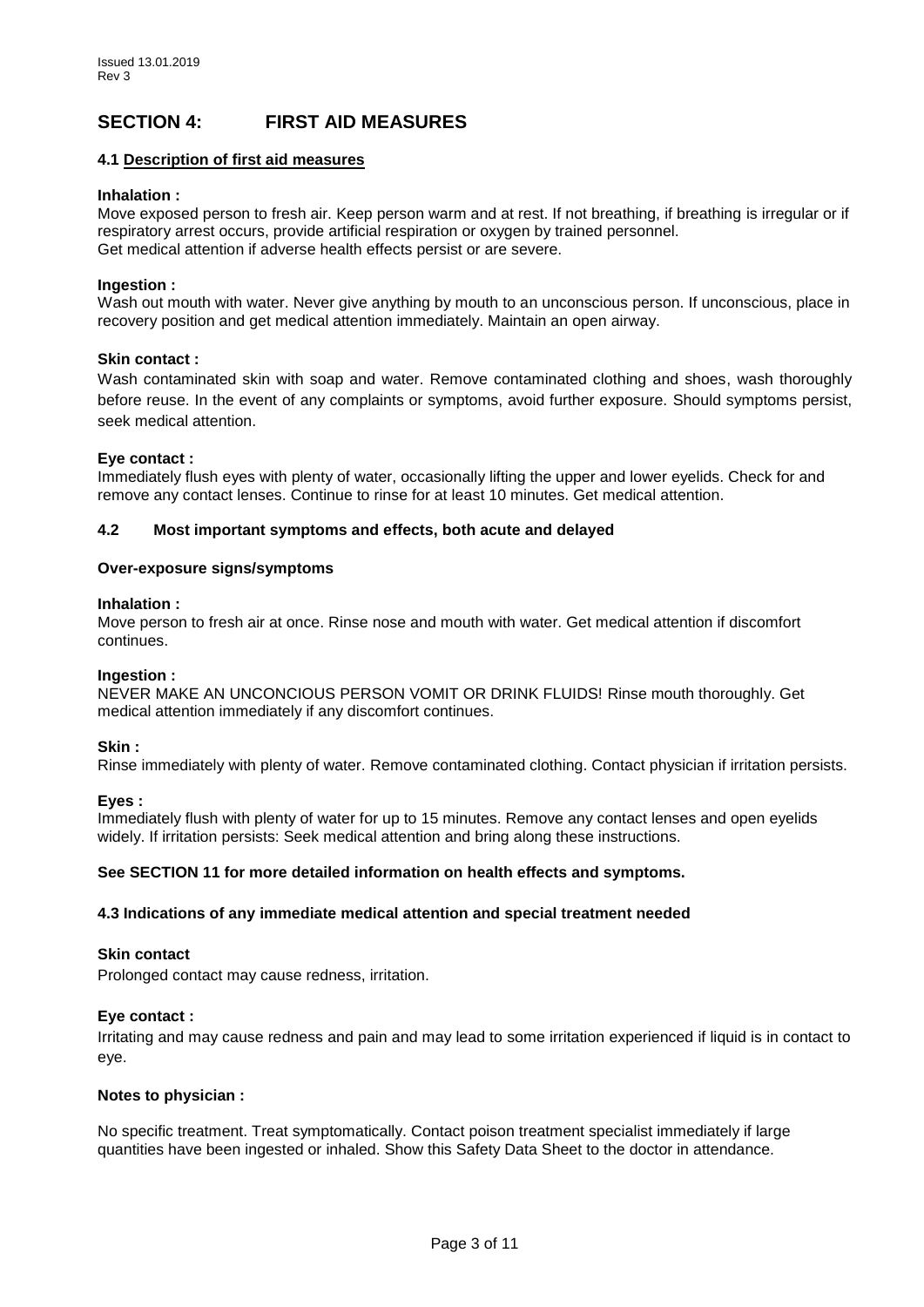Issued 13.01.2019
Rev 3

# SECTION 4: FIRST AID MEASURES

## 4.1 Description of first aid measures

**Inhalation :**
Move exposed person to fresh air. Keep person warm and at rest. If not breathing, if breathing is irregular or if respiratory arrest occurs, provide artificial respiration or oxygen by trained personnel.
Get medical attention if adverse health effects persist or are severe.

**Ingestion :**
Wash out mouth with water. Never give anything by mouth to an unconscious person. If unconscious, place in recovery position and get medical attention immediately. Maintain an open airway.

**Skin contact :**
Wash contaminated skin with soap and water. Remove contaminated clothing and shoes, wash thoroughly before reuse. In the event of any complaints or symptoms, avoid further exposure. Should symptoms persist, seek medical attention.

**Eye contact :**
Immediately flush eyes with plenty of water, occasionally lifting the upper and lower eyelids. Check for and remove any contact lenses. Continue to rinse for at least 10 minutes. Get medical attention.

## 4.2 Most important symptoms and effects, both acute and delayed

**Over-exposure signs/symptoms**

**Inhalation :**
Move person to fresh air at once. Rinse nose and mouth with water. Get medical attention if discomfort continues.

**Ingestion :**
NEVER MAKE AN UNCONCIOUS PERSON VOMIT OR DRINK FLUIDS! Rinse mouth thoroughly. Get medical attention immediately if any discomfort continues.

**Skin :**
Rinse immediately with plenty of water. Remove contaminated clothing. Contact physician if irritation persists.

**Eyes :**
Immediately flush with plenty of water for up to 15 minutes. Remove any contact lenses and open eyelids widely. If irritation persists: Seek medical attention and bring along these instructions.

**See SECTION 11 for more detailed information on health effects and symptoms.**

## 4.3 Indications of any immediate medical attention and special treatment needed

**Skin contact**
Prolonged contact may cause redness, irritation.

**Eye contact :**
Irritating and may cause redness and pain and may lead to some irritation experienced if liquid is in contact to eye.

**Notes to physician :**

No specific treatment. Treat symptomatically. Contact poison treatment specialist immediately if large quantities have been ingested or inhaled. Show this Safety Data Sheet to the doctor in attendance.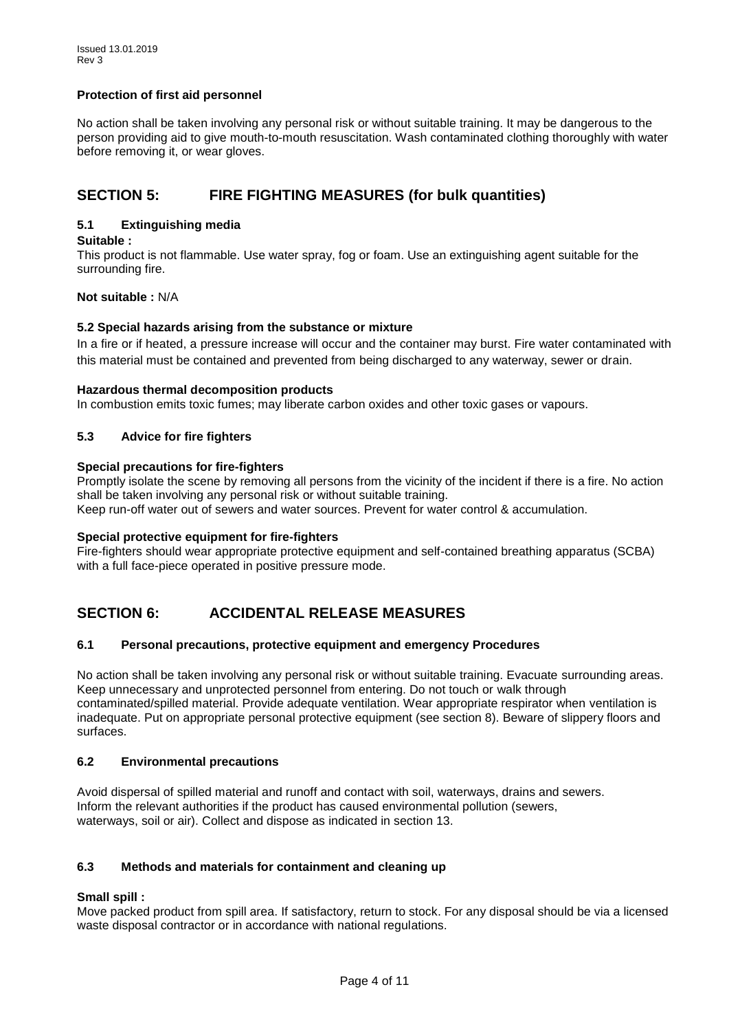**Protection of first aid personnel**

No action shall be taken involving any personal risk or without suitable training. It may be dangerous to the person providing aid to give mouth-to-mouth resuscitation. Wash contaminated clothing thoroughly with water before removing it, or wear gloves.

## SECTION 5: FIRE FIGHTING MEASURES (for bulk quantities)

### 5.1 Extinguishing media

**Suitable :**
This product is not flammable. Use water spray, fog or foam. Use an extinguishing agent suitable for the surrounding fire.

**Not suitable :** N/A

### 5.2 Special hazards arising from the substance or mixture

In a fire or if heated, a pressure increase will occur and the container may burst. Fire water contaminated with this material must be contained and prevented from being discharged to any waterway, sewer or drain.

**Hazardous thermal decomposition products**
In combustion emits toxic fumes; may liberate carbon oxides and other toxic gases or vapours.

### 5.3 Advice for fire fighters

**Special precautions for fire-fighters**
Promptly isolate the scene by removing all persons from the vicinity of the incident if there is a fire. No action shall be taken involving any personal risk or without suitable training.
Keep run-off water out of sewers and water sources. Prevent for water control & accumulation.

**Special protective equipment for fire-fighters**
Fire-fighters should wear appropriate protective equipment and self-contained breathing apparatus (SCBA) with a full face-piece operated in positive pressure mode.

## SECTION 6: ACCIDENTAL RELEASE MEASURES

### 6.1 Personal precautions, protective equipment and emergency Procedures

No action shall be taken involving any personal risk or without suitable training. Evacuate surrounding areas. Keep unnecessary and unprotected personnel from entering. Do not touch or walk through contaminated/spilled material. Provide adequate ventilation. Wear appropriate respirator when ventilation is inadequate. Put on appropriate personal protective equipment (see section 8). Beware of slippery floors and surfaces.

### 6.2 Environmental precautions

Avoid dispersal of spilled material and runoff and contact with soil, waterways, drains and sewers.
Inform the relevant authorities if the product has caused environmental pollution (sewers, waterways, soil or air). Collect and dispose as indicated in section 13.

### 6.3 Methods and materials for containment and cleaning up

**Small spill :**
Move packed product from spill area. If satisfactory, return to stock. For any disposal should be via a licensed waste disposal contractor or in accordance with national regulations.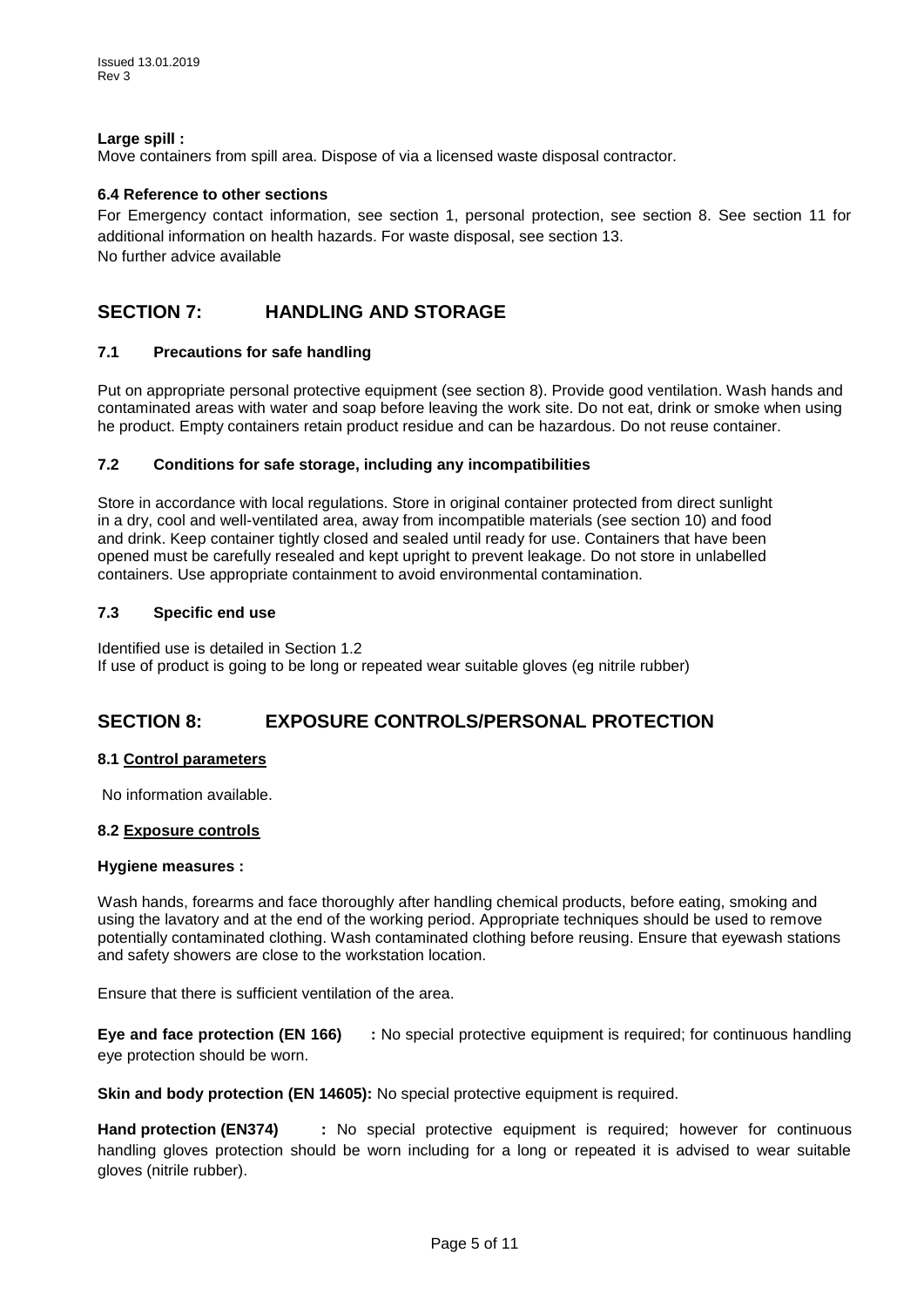**Large spill :**
Move containers from spill area. Dispose of via a licensed waste disposal contractor.

**6.4 Reference to other sections**

For Emergency contact information, see section 1, personal protection, see section 8. See section 11 for additional information on health hazards. For waste disposal, see section 13.
No further advice available

## SECTION 7: HANDLING AND STORAGE

### 7.1 Precautions for safe handling

Put on appropriate personal protective equipment (see section 8). Provide good ventilation. Wash hands and contaminated areas with water and soap before leaving the work site. Do not eat, drink or smoke when using he product. Empty containers retain product residue and can be hazardous. Do not reuse container.

### 7.2 Conditions for safe storage, including any incompatibilities

Store in accordance with local regulations. Store in original container protected from direct sunlight in a dry, cool and well-ventilated area, away from incompatible materials (see section 10) and food and drink. Keep container tightly closed and sealed until ready for use. Containers that have been opened must be carefully resealed and kept upright to prevent leakage. Do not store in unlabelled containers. Use appropriate containment to avoid environmental contamination.

### 7.3 Specific end use

Identified use is detailed in Section 1.2
If use of product is going to be long or repeated wear suitable gloves (eg nitrile rubber)

## SECTION 8: EXPOSURE CONTROLS/PERSONAL PROTECTION

**8.1 Control parameters**

No information available.

**8.2 Exposure controls**

**Hygiene measures :**

Wash hands, forearms and face thoroughly after handling chemical products, before eating, smoking and using the lavatory and at the end of the working period. Appropriate techniques should be used to remove potentially contaminated clothing. Wash contaminated clothing before reusing. Ensure that eyewash stations and safety showers are close to the workstation location.

Ensure that there is sufficient ventilation of the area.

**Eye and face protection (EN 166) :** No special protective equipment is required; for continuous handling eye protection should be worn.

**Skin and body protection (EN 14605):** No special protective equipment is required.

**Hand protection (EN374) :** No special protective equipment is required; however for continuous handling gloves protection should be worn including for a long or repeated it is advised to wear suitable gloves (nitrile rubber).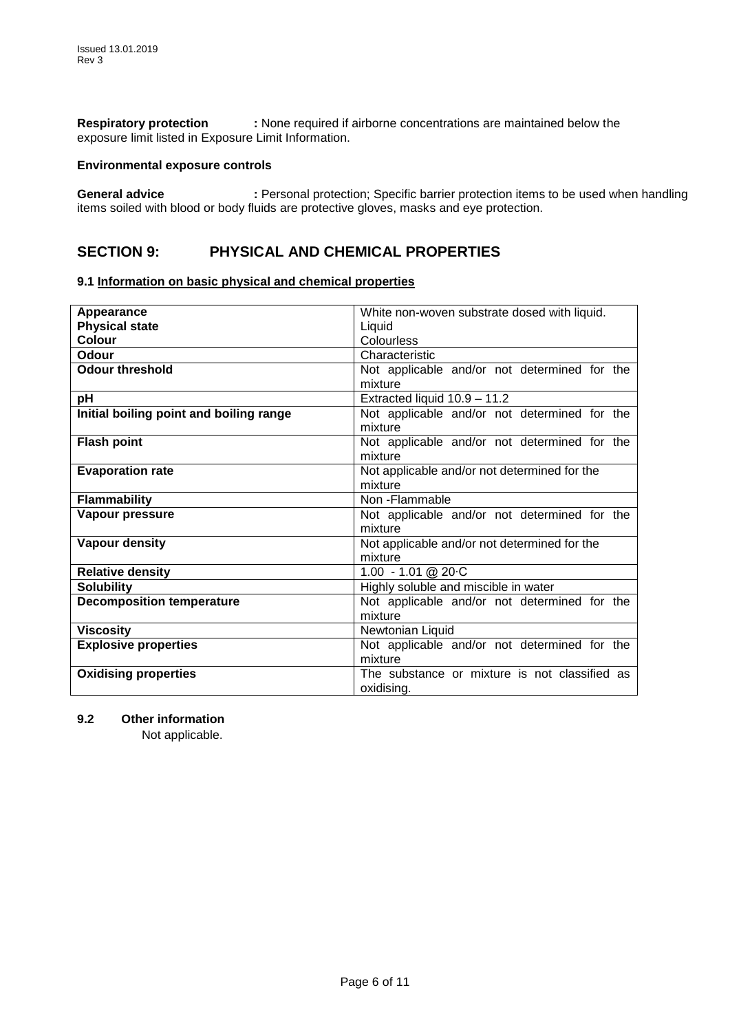**Respiratory protection** : None required if airborne concentrations are maintained below the exposure limit listed in Exposure Limit Information.

**Environmental exposure controls**

**General advice** : Personal protection; Specific barrier protection items to be used when handling items soiled with blood or body fluids are protective gloves, masks and eye protection.

## SECTION 9: PHYSICAL AND CHEMICAL PROPERTIES

### 9.1 Information on basic physical and chemical properties

| | |
|---|---|
| **Appearance**<br>**Physical state**<br>**Colour** | White non-woven substrate dosed with liquid.<br>Liquid<br>Colourless |
| **Odour** | Characteristic |
| **Odour threshold** | Not applicable and/or not determined for the mixture |
| **pH** | Extracted liquid 10.9 – 11.2 |
| **Initial boiling point and boiling range** | Not applicable and/or not determined for the mixture |
| **Flash point** | Not applicable and/or not determined for the mixture |
| **Evaporation rate** | Not applicable and/or not determined for the mixture |
| **Flammability** | Non -Flammable |
| **Vapour pressure** | Not applicable and/or not determined for the mixture |
| **Vapour density** | Not applicable and/or not determined for the mixture |
| **Relative density** | 1.00 - 1.01 @ 20·C |
| **Solubility** | Highly soluble and miscible in water |
| **Decomposition temperature** | Not applicable and/or not determined for the mixture |
| **Viscosity** | Newtonian Liquid |
| **Explosive properties** | Not applicable and/or not determined for the mixture |
| **Oxidising properties** | The substance or mixture is not classified as oxidising. |

### 9.2 Other information

Not applicable.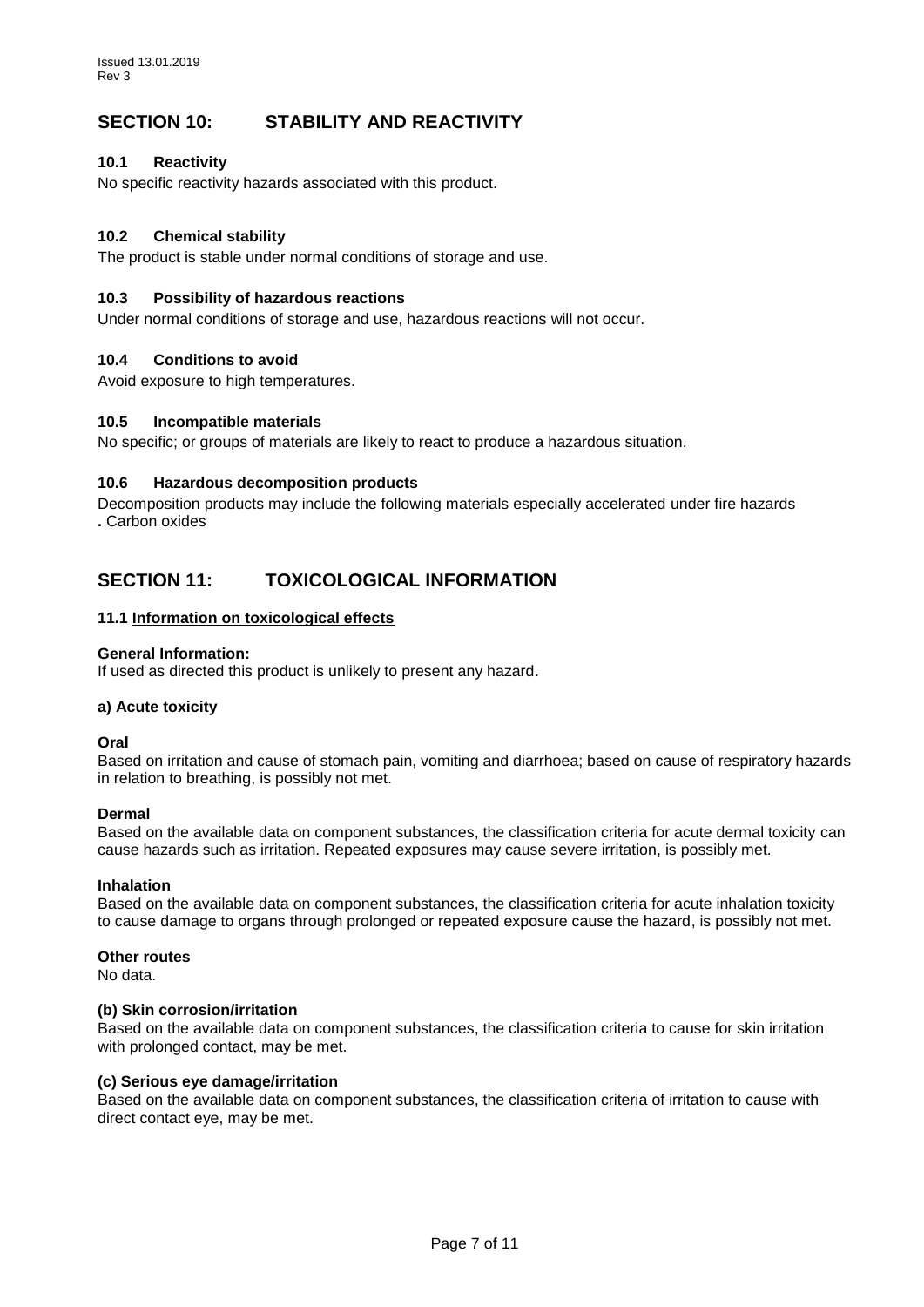## SECTION 10: STABILITY AND REACTIVITY

### 10.1 Reactivity

No specific reactivity hazards associated with this product.

### 10.2 Chemical stability

The product is stable under normal conditions of storage and use.

### 10.3 Possibility of hazardous reactions

Under normal conditions of storage and use, hazardous reactions will not occur.

### 10.4 Conditions to avoid

Avoid exposure to high temperatures.

### 10.5 Incompatible materials

No specific; or groups of materials are likely to react to produce a hazardous situation.

### 10.6 Hazardous decomposition products

Decomposition products may include the following materials especially accelerated under fire hazards

**.** Carbon oxides

## SECTION 11: TOXICOLOGICAL INFORMATION

### 11.1 Information on toxicological effects

**General Information:**

If used as directed this product is unlikely to present any hazard.

**a) Acute toxicity**

**Oral**

Based on irritation and cause of stomach pain, vomiting and diarrhoea; based on cause of respiratory hazards in relation to breathing, is possibly not met.

**Dermal**

Based on the available data on component substances, the classification criteria for acute dermal toxicity can cause hazards such as irritation. Repeated exposures may cause severe irritation, is possibly met.

**Inhalation**

Based on the available data on component substances, the classification criteria for acute inhalation toxicity to cause damage to organs through prolonged or repeated exposure cause the hazard, is possibly not met.

**Other routes**

No data.

**(b) Skin corrosion/irritation**

Based on the available data on component substances, the classification criteria to cause for skin irritation with prolonged contact, may be met.

**(c) Serious eye damage/irritation**

Based on the available data on component substances, the classification criteria of irritation to cause with direct contact eye, may be met.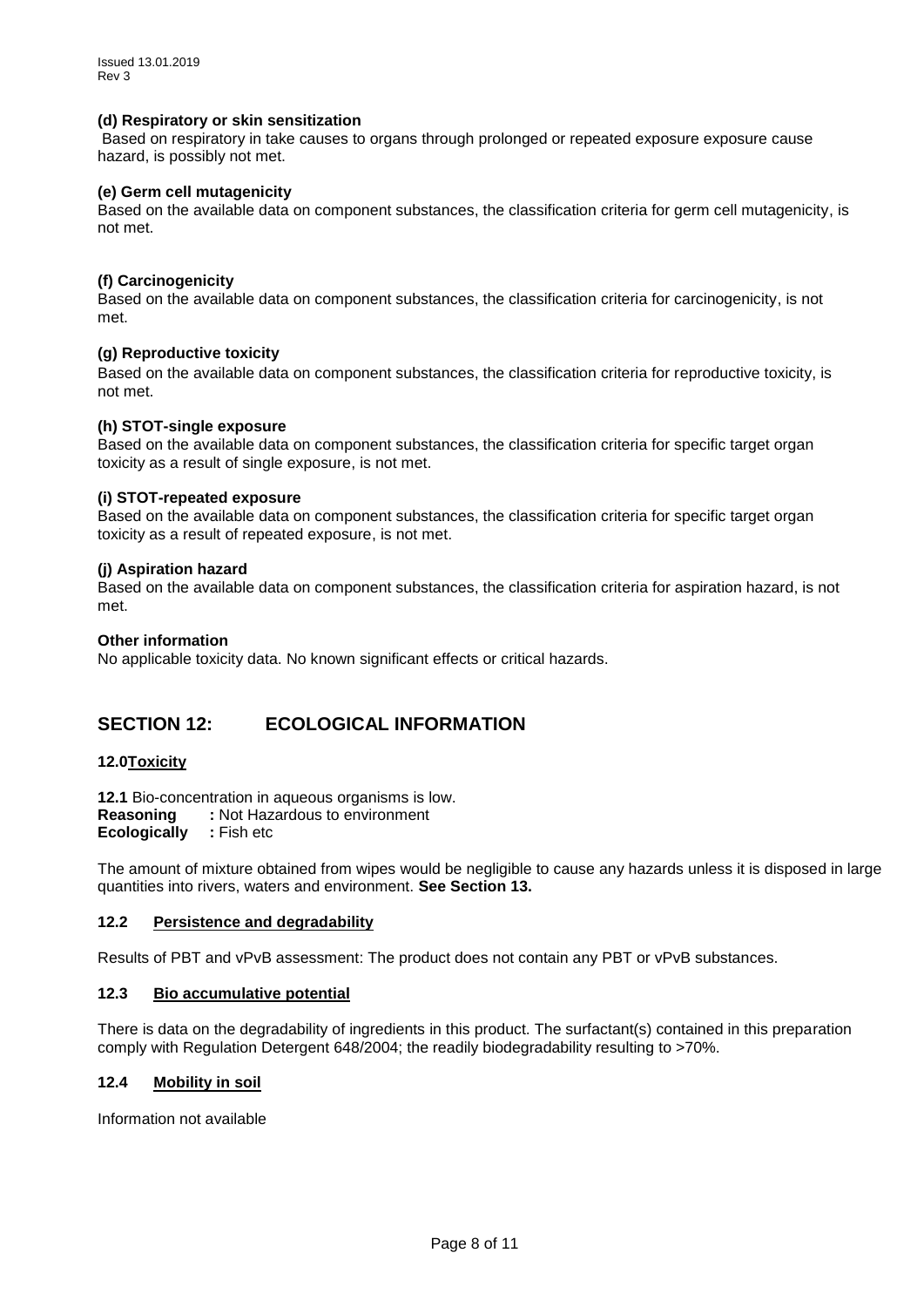**(d) Respiratory or skin sensitization**

Based on respiratory in take causes to organs through prolonged or repeated exposure exposure cause hazard, is possibly not met.

**(e) Germ cell mutagenicity**

Based on the available data on component substances, the classification criteria for germ cell mutagenicity, is not met.

**(f) Carcinogenicity**

Based on the available data on component substances, the classification criteria for carcinogenicity, is not met.

**(g) Reproductive toxicity**

Based on the available data on component substances, the classification criteria for reproductive toxicity, is not met.

**(h) STOT-single exposure**

Based on the available data on component substances, the classification criteria for specific target organ toxicity as a result of single exposure, is not met.

**(i) STOT-repeated exposure**

Based on the available data on component substances, the classification criteria for specific target organ toxicity as a result of repeated exposure, is not met.

**(j) Aspiration hazard**

Based on the available data on component substances, the classification criteria for aspiration hazard, is not met.

**Other information**

No applicable toxicity data. No known significant effects or critical hazards.

## SECTION 12: ECOLOGICAL INFORMATION

### 12.0 Toxicity

**12.1** Bio-concentration in aqueous organisms is low.
**Reasoning** **:** Not Hazardous to environment
**Ecologically** **:** Fish etc

The amount of mixture obtained from wipes would be negligible to cause any hazards unless it is disposed in large quantities into rivers, waters and environment. **See Section 13.**

### 12.2 Persistence and degradability

Results of PBT and vPvB assessment: The product does not contain any PBT or vPvB substances.

### 12.3 Bio accumulative potential

There is data on the degradability of ingredients in this product. The surfactant(s) contained in this preparation comply with Regulation Detergent 648/2004; the readily biodegradability resulting to >70%.

### 12.4 Mobility in soil

Information not available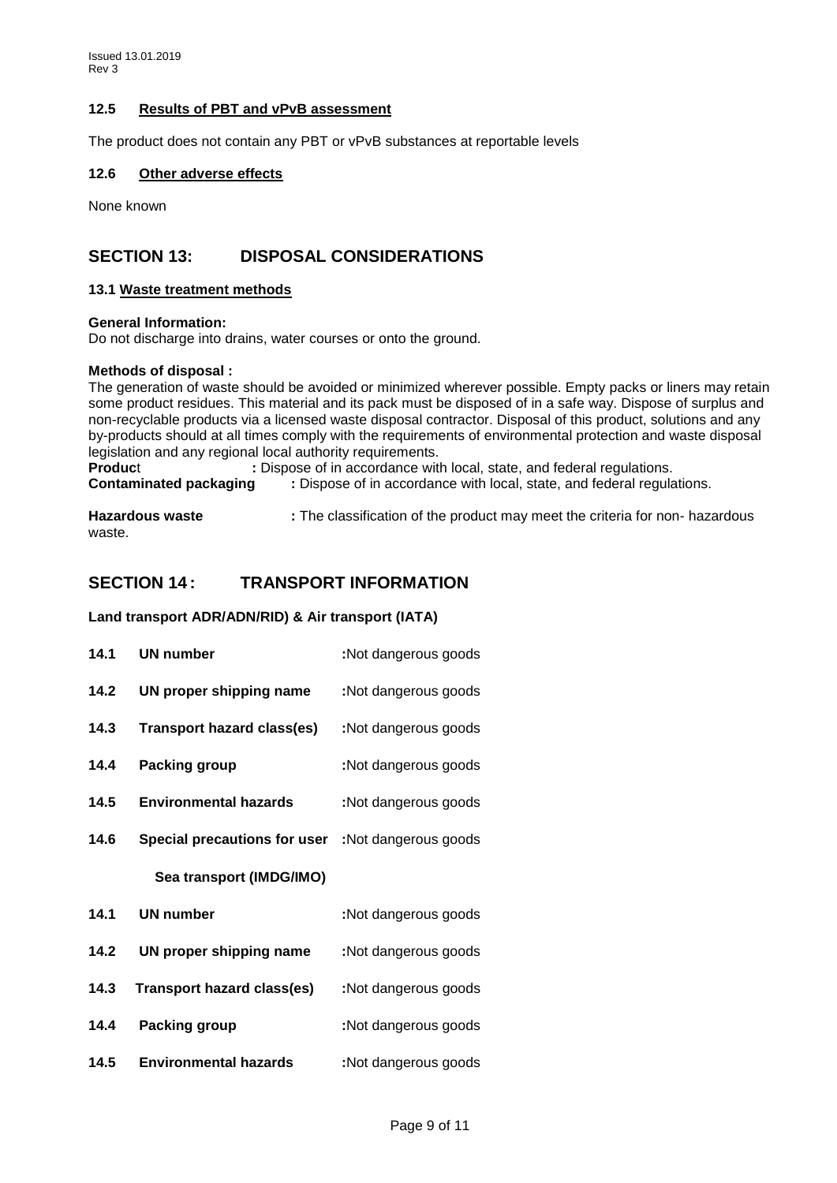### 12.5 Results of PBT and vPvB assessment

The product does not contain any PBT or vPvB substances at reportable levels

### 12.6 Other adverse effects

None known

## SECTION 13: DISPOSAL CONSIDERATIONS

### 13.1 Waste treatment methods

**General Information:**
Do not discharge into drains, water courses or onto the ground.

**Methods of disposal :**
The generation of waste should be avoided or minimized wherever possible. Empty packs or liners may retain some product residues. This material and its pack must be disposed of in a safe way. Dispose of surplus and non-recyclable products via a licensed waste disposal contractor. Disposal of this product, solutions and any by-products should at all times comply with the requirements of environmental protection and waste disposal legislation and any regional local authority requirements.

**Product** : Dispose of in accordance with local, state, and federal regulations.
**Contaminated packaging** : Dispose of in accordance with local, state, and federal regulations.

**Hazardous waste** : The classification of the product may meet the criteria for non- hazardous waste.

## SECTION 14 : TRANSPORT INFORMATION

**Land transport ADR/ADN/RID) & Air transport (IATA)**

**14.1 UN number** :Not dangerous goods

**14.2 UN proper shipping name** :Not dangerous goods

**14.3 Transport hazard class(es)** :Not dangerous goods

**14.4 Packing group** :Not dangerous goods

**14.5 Environmental hazards** :Not dangerous goods

**14.6 Special precautions for user** :Not dangerous goods

**Sea transport (IMDG/IMO)**

**14.1 UN number** :Not dangerous goods

**14.2 UN proper shipping name** :Not dangerous goods

**14.3 Transport hazard class(es)** :Not dangerous goods

**14.4 Packing group** :Not dangerous goods

**14.5 Environmental hazards** :Not dangerous goods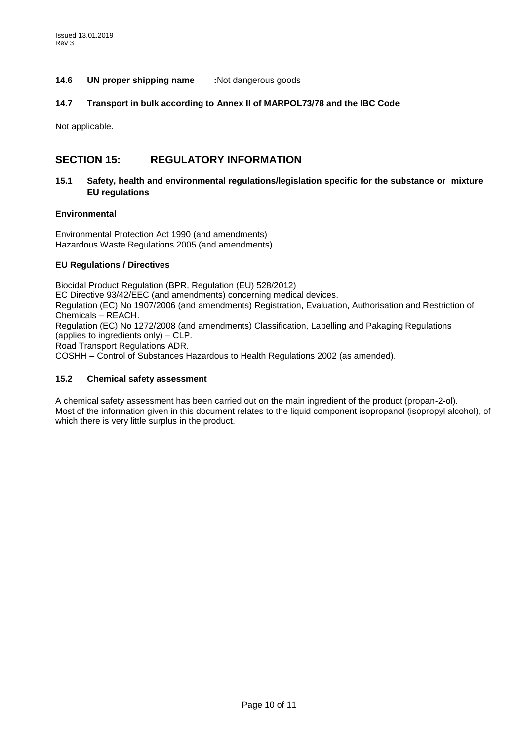Issued 13.01.2019
Rev 3

**14.6 UN proper shipping name** **:**Not dangerous goods

**14.7 Transport in bulk according to Annex II of MARPOL73/78 and the IBC Code**

Not applicable.

## SECTION 15: REGULATORY INFORMATION

**15.1 Safety, health and environmental regulations/legislation specific for the substance or mixture EU regulations**

**Environmental**

Environmental Protection Act 1990 (and amendments)
Hazardous Waste Regulations 2005 (and amendments)

**EU Regulations / Directives**

Biocidal Product Regulation (BPR, Regulation (EU) 528/2012)
EC Directive 93/42/EEC (and amendments) concerning medical devices.
Regulation (EC) No 1907/2006 (and amendments) Registration, Evaluation, Authorisation and Restriction of Chemicals – REACH.
Regulation (EC) No 1272/2008 (and amendments) Classification, Labelling and Pakaging Regulations (applies to ingredients only) – CLP.
Road Transport Regulations ADR.
COSHH – Control of Substances Hazardous to Health Regulations 2002 (as amended).

**15.2 Chemical safety assessment**

A chemical safety assessment has been carried out on the main ingredient of the product (propan-2-ol).
Most of the information given in this document relates to the liquid component isopropanol (isopropyl alcohol), of which there is very little surplus in the product.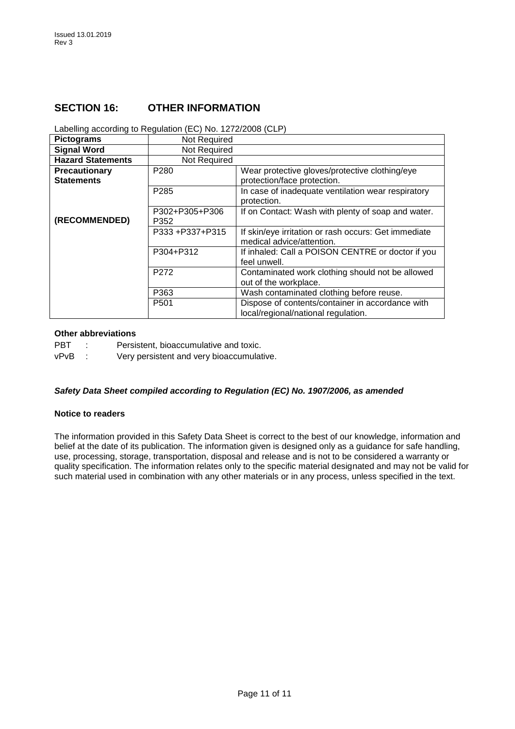## SECTION 16: OTHER INFORMATION

Labelling according to Regulation (EC) No. 1272/2008 (CLP)

| | | |
|---|---|---|
| **Pictograms** | Not Required | |
| **Signal Word** | Not Required | |
| **Hazard Statements** | Not Required | |
| **Precautionary Statements** | P280 | Wear protective gloves/protective clothing/eye protection/face protection. |
| | P285 | In case of inadequate ventilation wear respiratory protection. |
| **(RECOMMENDED)** | P302+P305+P306 P352 | If on Contact: Wash with plenty of soap and water. |
| | P333 +P337+P315 | If skin/eye irritation or rash occurs: Get immediate medical advice/attention. |
| | P304+P312 | If inhaled: Call a POISON CENTRE or doctor if you feel unwell. |
| | P272 | Contaminated work clothing should not be allowed out of the workplace. |
| | P363 | Wash contaminated clothing before reuse. |
| | P501 | Dispose of contents/container in accordance with local/regional/national regulation. |

**Other abbreviations**

PBT : Persistent, bioaccumulative and toxic.
vPvB : Very persistent and very bioaccumulative.

***Safety Data Sheet compiled according to Regulation (EC) No. 1907/2006, as amended***

**Notice to readers**

The information provided in this Safety Data Sheet is correct to the best of our knowledge, information and belief at the date of its publication. The information given is designed only as a guidance for safe handling, use, processing, storage, transportation, disposal and release and is not to be considered a warranty or quality specification. The information relates only to the specific material designated and may not be valid for such material used in combination with any other materials or in any process, unless specified in the text.